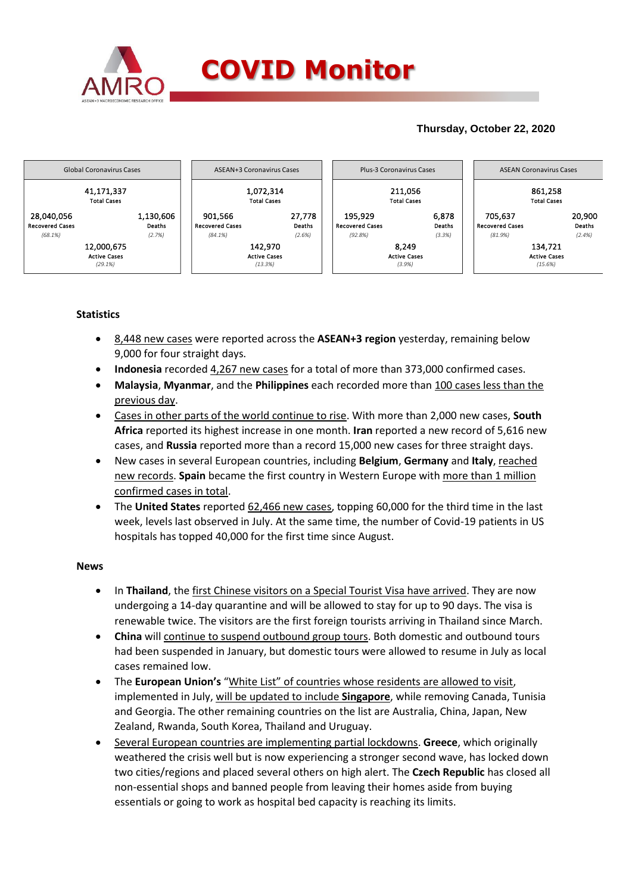# COVID Monitor

**Thursday, October 22, 2020**

| Global Coronavirus Cases | | ASEAN+3 Coronavirus Cases | | Plus-3 Coronavirus Cases | | ASEAN Coronavirus Cases | |
|---|---|---|---|---|---|---|---|
| 41,171,337 Total Cases | | 1,072,314 Total Cases | | 211,056 Total Cases | | 861,258 Total Cases | |
| 28,040,056 Recovered Cases (68.1%) | 1,130,606 Deaths (2.7%) | 901,566 Recovered Cases (84.1%) | 27,778 Deaths (2.6%) | 195,929 Recovered Cases (92.8%) | 6,878 Deaths (3.3%) | 705,637 Recovered Cases (81.9%) | 20,900 Deaths (2.4%) |
| 12,000,675 Active Cases (29.1%) | | 142,970 Active Cases (13.3%) | | 8,249 Active Cases (3.9%) | | 134,721 Active Cases (15.6%) | |

## Statistics

- 8,448 new cases were reported across the **ASEAN+3 region** yesterday, remaining below 9,000 for four straight days.
- **Indonesia** recorded 4,267 new cases for a total of more than 373,000 confirmed cases.
- **Malaysia**, **Myanmar**, and the **Philippines** each recorded more than 100 cases less than the previous day.
- Cases in other parts of the world continue to rise. With more than 2,000 new cases, **South Africa** reported its highest increase in one month. **Iran** reported a new record of 5,616 new cases, and **Russia** reported more than a record 15,000 new cases for three straight days.
- New cases in several European countries, including **Belgium**, **Germany** and **Italy**, reached new records. **Spain** became the first country in Western Europe with more than 1 million confirmed cases in total.
- The **United States** reported 62,466 new cases, topping 60,000 for the third time in the last week, levels last observed in July. At the same time, the number of Covid-19 patients in US hospitals has topped 40,000 for the first time since August.

## News

- In **Thailand**, the first Chinese visitors on a Special Tourist Visa have arrived. They are now undergoing a 14-day quarantine and will be allowed to stay for up to 90 days. The visa is renewable twice. The visitors are the first foreign tourists arriving in Thailand since March.
- **China** will continue to suspend outbound group tours. Both domestic and outbound tours had been suspended in January, but domestic tours were allowed to resume in July as local cases remained low.
- The **European Union's** "White List" of countries whose residents are allowed to visit, implemented in July, will be updated to include **Singapore**, while removing Canada, Tunisia and Georgia. The other remaining countries on the list are Australia, China, Japan, New Zealand, Rwanda, South Korea, Thailand and Uruguay.
- Several European countries are implementing partial lockdowns. **Greece**, which originally weathered the crisis well but is now experiencing a stronger second wave, has locked down two cities/regions and placed several others on high alert. The **Czech Republic** has closed all non-essential shops and banned people from leaving their homes aside from buying essentials or going to work as hospital bed capacity is reaching its limits.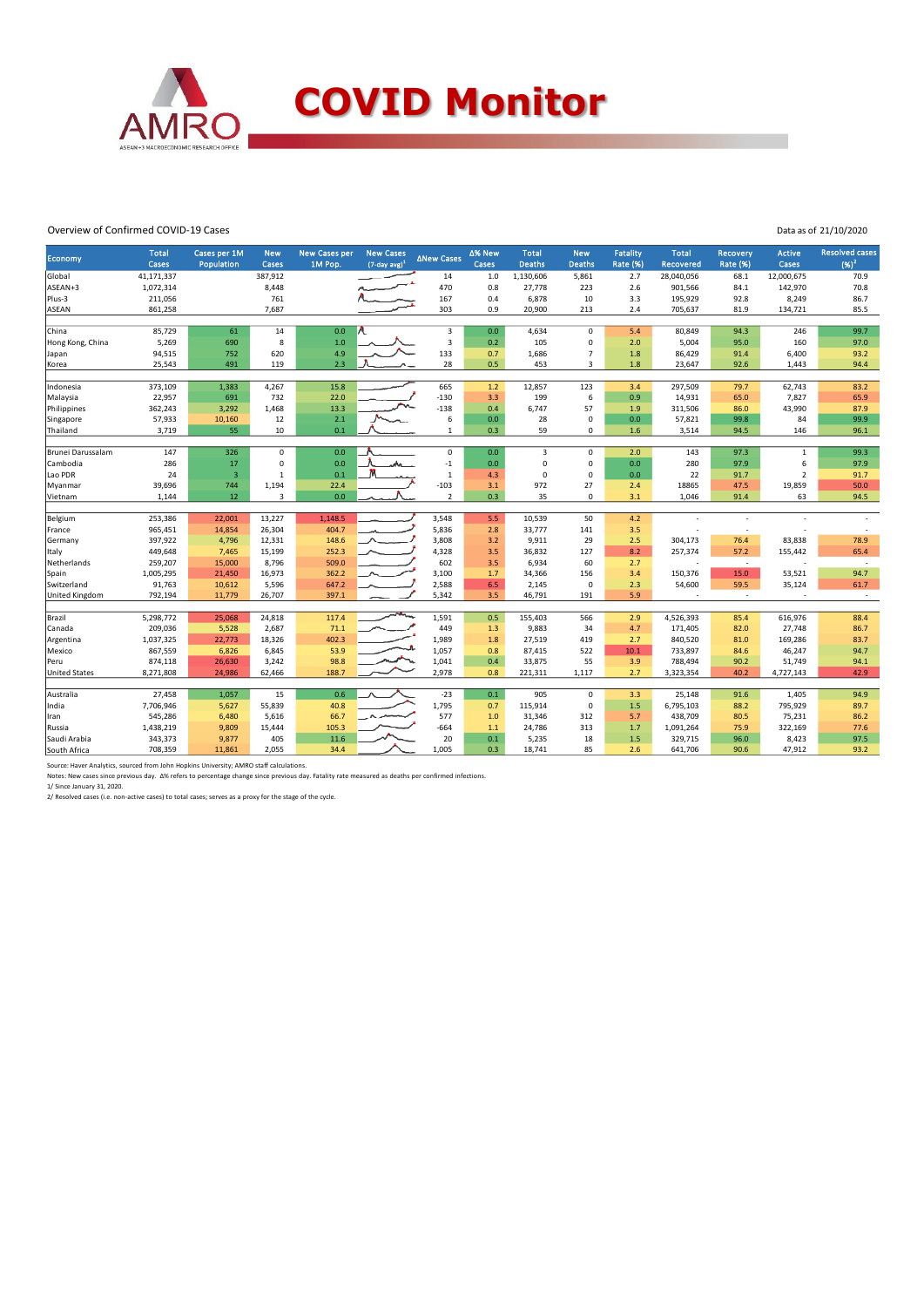# COVID Monitor

Overview of Confirmed COVID-19 Cases

Data as of 21/10/2020

| Economy | Total Cases | Cases per 1M Population | New Cases | New Cases per 1M Pop. | New Cases (7-day avg)[1] | ΔNew Cases | Δ% New Cases | Total Deaths | New Deaths | Fatality Rate (%) | Total Recovered | Recovery Rate (%) | Active Cases | Resolved cases (%)[2] |
|---|---|---|---|---|---|---|---|---|---|---|---|---|---|---|
| Global | 41,171,337 | | 387,912 | | | 14 | 1.0 | 1,130,606 | 5,861 | 2.7 | 28,040,056 | 68.1 | 12,000,675 | 70.9 |
| ASEAN+3 | 1,072,314 | | 8,448 | | | 470 | 0.8 | 27,778 | 223 | 2.6 | 901,566 | 84.1 | 142,970 | 70.8 |
| Plus-3 | 211,056 | | 761 | | | 167 | 0.4 | 6,878 | 10 | 3.3 | 195,929 | 92.8 | 8,249 | 86.7 |
| ASEAN | 861,258 | | 7,687 | | | 303 | 0.9 | 20,900 | 213 | 2.4 | 705,637 | 81.9 | 134,721 | 85.5 |
| | | | | | | | | | | | | | | |
| China | 85,729 | 61 | 14 | 0.0 | | 3 | 0.0 | 4,634 | 0 | 5.4 | 80,849 | 94.3 | 246 | 99.7 |
| Hong Kong, China | 5,269 | 690 | 8 | 1.0 | | 3 | 0.2 | 105 | 0 | 2.0 | 5,004 | 95.0 | 160 | 97.0 |
| Japan | 94,515 | 752 | 620 | 4.9 | | 133 | 0.7 | 1,686 | 7 | 1.8 | 86,429 | 91.4 | 6,400 | 93.2 |
| Korea | 25,543 | 491 | 119 | 2.3 | | 28 | 0.5 | 453 | 3 | 1.8 | 23,647 | 92.6 | 1,443 | 94.4 |
| | | | | | | | | | | | | | | |
| Indonesia | 373,109 | 1,383 | 4,267 | 15.8 | | 665 | 1.2 | 12,857 | 123 | 3.4 | 297,509 | 79.7 | 62,743 | 83.2 |
| Malaysia | 22,957 | 691 | 732 | 22.0 | | -130 | 3.3 | 199 | 6 | 0.9 | 14,931 | 65.0 | 7,827 | 65.9 |
| Philippines | 362,243 | 3,292 | 1,468 | 13.3 | | -138 | 0.4 | 6,747 | 57 | 1.9 | 311,506 | 86.0 | 43,990 | 87.9 |
| Singapore | 57,933 | 10,160 | 12 | 2.1 | | 6 | 0.0 | 28 | 0 | 0.0 | 57,821 | 99.8 | 84 | 99.9 |
| Thailand | 3,719 | 55 | 10 | 0.1 | | 1 | 0.3 | 59 | 0 | 1.6 | 3,514 | 94.5 | 146 | 96.1 |
| | | | | | | | | | | | | | | |
| Brunei Darussalam | 147 | 326 | 0 | 0.0 | | 0 | 0.0 | 3 | 0 | 2.0 | 143 | 97.3 | 1 | 99.3 |
| Cambodia | 286 | 17 | 0 | 0.0 | | -1 | 0.0 | 0 | 0 | 0.0 | 280 | 97.9 | 6 | 97.9 |
| Lao PDR | 24 | 3 | 1 | 0.1 | | 1 | 4.3 | 0 | 0 | 0.0 | 22 | 91.7 | 2 | 91.7 |
| Myanmar | 39,696 | 744 | 1,194 | 22.4 | | -103 | 3.1 | 972 | 27 | 2.4 | 18865 | 47.5 | 19,859 | 50.0 |
| Vietnam | 1,144 | 12 | 3 | 0.0 | | 2 | 0.3 | 35 | 0 | 3.1 | 1,046 | 91.4 | 63 | 94.5 |
| | | | | | | | | | | | | | | |
| Belgium | 253,386 | 22,001 | 13,227 | 1,148.5 | | 3,548 | 5.5 | 10,539 | 50 | 4.2 | - | - | - | - |
| France | 965,451 | 14,854 | 26,304 | 404.7 | | 5,836 | 2.8 | 33,777 | 141 | 3.5 | - | - | - | - |
| Germany | 397,922 | 4,796 | 12,331 | 148.6 | | 3,808 | 3.2 | 9,911 | 29 | 2.5 | 304,173 | 76.4 | 83,838 | 78.9 |
| Italy | 449,648 | 7,465 | 15,199 | 252.3 | | 4,328 | 3.5 | 36,832 | 127 | 8.2 | 257,374 | 57.2 | 155,442 | 65.4 |
| Netherlands | 259,207 | 15,000 | 8,796 | 509.0 | | 602 | 3.5 | 6,934 | 60 | 2.7 | - | - | - | - |
| Spain | 1,005,295 | 21,450 | 16,973 | 362.2 | | 3,100 | 1.7 | 34,366 | 156 | 3.4 | 150,376 | 15.0 | 53,521 | 94.7 |
| Switzerland | 91,763 | 10,612 | 5,596 | 647.2 | | 2,588 | 6.5 | 2,145 | 0 | 2.3 | 54,600 | 59.5 | 35,124 | 61.7 |
| United Kingdom | 792,194 | 11,779 | 26,707 | 397.1 | | 5,342 | 3.5 | 46,791 | 191 | 5.9 | - | - | - | - |
| | | | | | | | | | | | | | | |
| Brazil | 5,298,772 | 25,068 | 24,818 | 117.4 | | 1,591 | 0.5 | 155,403 | 566 | 2.9 | 4,526,393 | 85.4 | 616,976 | 88.4 |
| Canada | 209,036 | 5,528 | 2,687 | 71.1 | | 449 | 1.3 | 9,883 | 34 | 4.7 | 171,405 | 82.0 | 27,748 | 86.7 |
| Argentina | 1,037,325 | 22,773 | 18,326 | 402.3 | | 1,989 | 1.8 | 27,519 | 419 | 2.7 | 840,520 | 81.0 | 169,286 | 83.7 |
| Mexico | 867,559 | 6,826 | 6,845 | 53.9 | | 1,057 | 0.8 | 87,415 | 522 | 10.1 | 733,897 | 84.6 | 46,247 | 94.7 |
| Peru | 874,118 | 26,630 | 3,242 | 98.8 | | 1,041 | 0.4 | 33,875 | 55 | 3.9 | 788,494 | 90.2 | 51,749 | 94.1 |
| United States | 8,271,808 | 24,986 | 62,466 | 188.7 | | 2,978 | 0.8 | 221,311 | 1,117 | 2.7 | 3,323,354 | 40.2 | 4,727,143 | 42.9 |
| | | | | | | | | | | | | | | |
| Australia | 27,458 | 1,057 | 15 | 0.6 | | -23 | 0.1 | 905 | 0 | 3.3 | 25,148 | 91.6 | 1,405 | 94.9 |
| India | 7,706,946 | 5,627 | 55,839 | 40.8 | | 1,795 | 0.7 | 115,914 | 0 | 1.5 | 6,795,103 | 88.2 | 795,929 | 89.7 |
| Iran | 545,286 | 6,480 | 5,616 | 66.7 | | 577 | 1.0 | 31,346 | 312 | 5.7 | 438,709 | 80.5 | 75,231 | 86.2 |
| Russia | 1,438,219 | 9,809 | 15,444 | 105.3 | | -664 | 1.1 | 24,786 | 313 | 1.7 | 1,091,264 | 75.9 | 322,169 | 77.6 |
| Saudi Arabia | 343,373 | 9,877 | 405 | 11.6 | | 20 | 0.1 | 5,235 | 18 | 1.5 | 329,715 | 96.0 | 8,423 | 97.5 |
| South Africa | 708,359 | 11,861 | 2,055 | 34.4 | | 1,005 | 0.3 | 18,741 | 85 | 2.6 | 641,706 | 90.6 | 47,912 | 93.2 |

Source: Haver Analytics, sourced from John Hopkins University; AMRO staff calculations.

Notes: New cases since previous day. Δ% refers to percentage change since previous day. Fatality rate measured as deaths per confirmed infections.

1/ Since January 31, 2020.

2/ Resolved cases (i.e. non-active cases) to total cases; serves as a proxy for the stage of the cycle.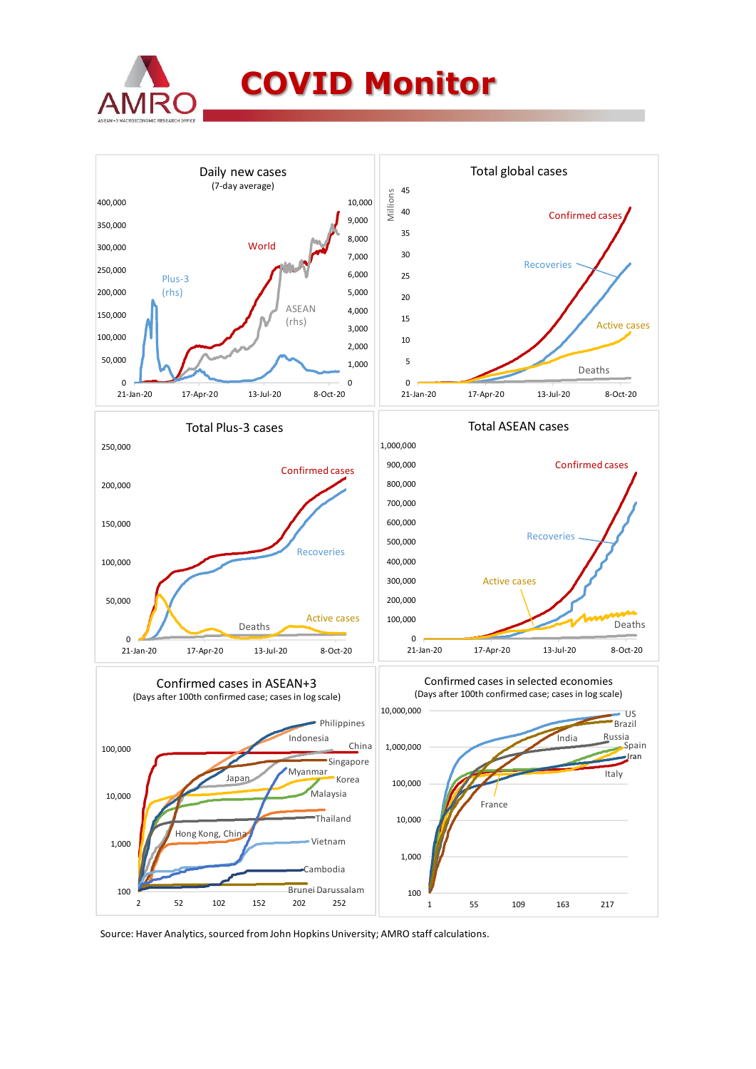# COVID Monitor

AMRO
ASEAN+3 MACROECONOMIC RESEARCH OFFICE

## Daily new cases
(7-day average)

400,000
350,000
300,000
250,000
200,000
150,000
100,000
50,000
0

10,000
9,000
8,000
7,000
6,000
5,000
4,000
3,000
2,000
1,000
0

World
Plus-3 (rhs)
ASEAN (rhs)

21-Jan-20
17-Apr-20
13-Jul-20
8-Oct-20

## Total global cases

Millions

45
40
35
30
25
20
15
10
5
0

Confirmed cases
Recoveries
Active cases
Deaths

21-Jan-20
17-Apr-20
13-Jul-20
8-Oct-20

## Total Plus-3 cases

250,000
200,000
150,000
100,000
50,000
0

Confirmed cases
Recoveries
Active cases
Deaths

21-Jan-20
17-Apr-20
13-Jul-20
8-Oct-20

## Total ASEAN cases

1,000,000
900,000
800,000
700,000
600,000
500,000
400,000
300,000
200,000
100,000
0

Confirmed cases
Recoveries
Active cases
Deaths

21-Jan-20
17-Apr-20
13-Jul-20
8-Oct-20

## Confirmed cases in ASEAN+3
(Days after 100th confirmed case; cases in log scale)

100,000
10,000
1,000
100

Philippines
Indonesia
China
Singapore
Myanmar
Japan
Korea
Malaysia
Thailand
Hong Kong, China
Vietnam
Cambodia
Brunei Darussalam

2
52
102
152
202
252

## Confirmed cases in selected economies
(Days after 100th confirmed case; cases in log scale)

10,000,000
1,000,000
100,000
10,000
1,000
100

US
Brazil
India
Russia
Spain
Iran
Italy
France

1
55
109
163
217

Source: Haver Analytics, sourced from John Hopkins University; AMRO staff calculations.